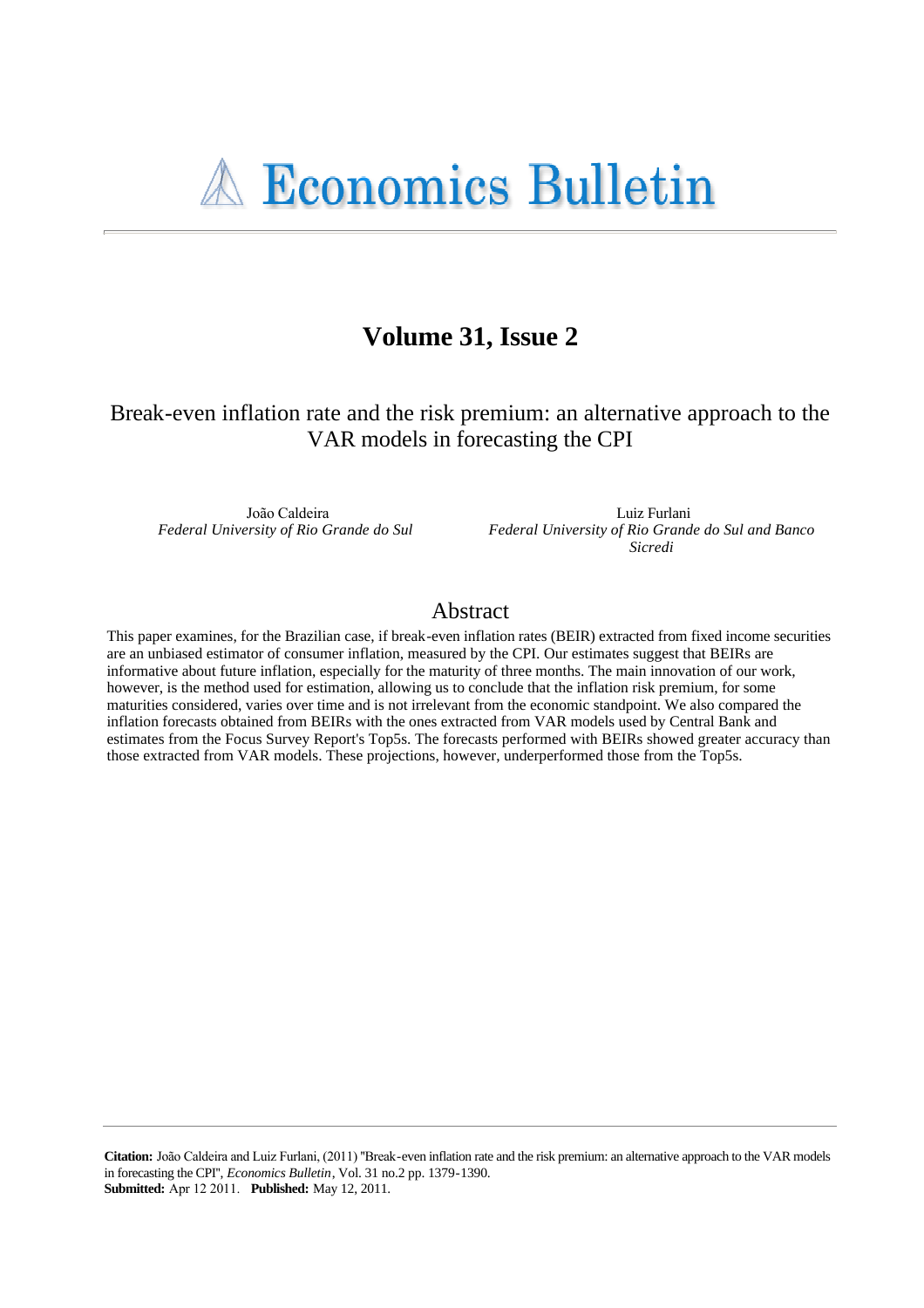# Economics Bulletin

## Volume 31, Issue 2

### Break-even inflation rate and the risk premium: an alternative approach to the VAR models in forecasting the CPI

João Caldeira
*Federal University of Rio Grande do Sul*

Luiz Furlani
*Federal University of Rio Grande do Sul and Banco Sicredi*

## Abstract

This paper examines, for the Brazilian case, if break-even inflation rates (BEIR) extracted from fixed income securities are an unbiased estimator of consumer inflation, measured by the CPI. Our estimates suggest that BEIRs are informative about future inflation, especially for the maturity of three months. The main innovation of our work, however, is the method used for estimation, allowing us to conclude that the inflation risk premium, for some maturities considered, varies over time and is not irrelevant from the economic standpoint. We also compared the inflation forecasts obtained from BEIRs with the ones extracted from VAR models used by Central Bank and estimates from the Focus Survey Report's Top5s. The forecasts performed with BEIRs showed greater accuracy than those extracted from VAR models. These projections, however, underperformed those from the Top5s.

**Citation:** João Caldeira and Luiz Furlani, (2011) ''Break-even inflation rate and the risk premium: an alternative approach to the VAR models in forecasting the CPI'', *Economics Bulletin*, Vol. 31 no.2 pp. 1379-1390.
**Submitted:** Apr 12 2011. **Published:** May 12, 2011.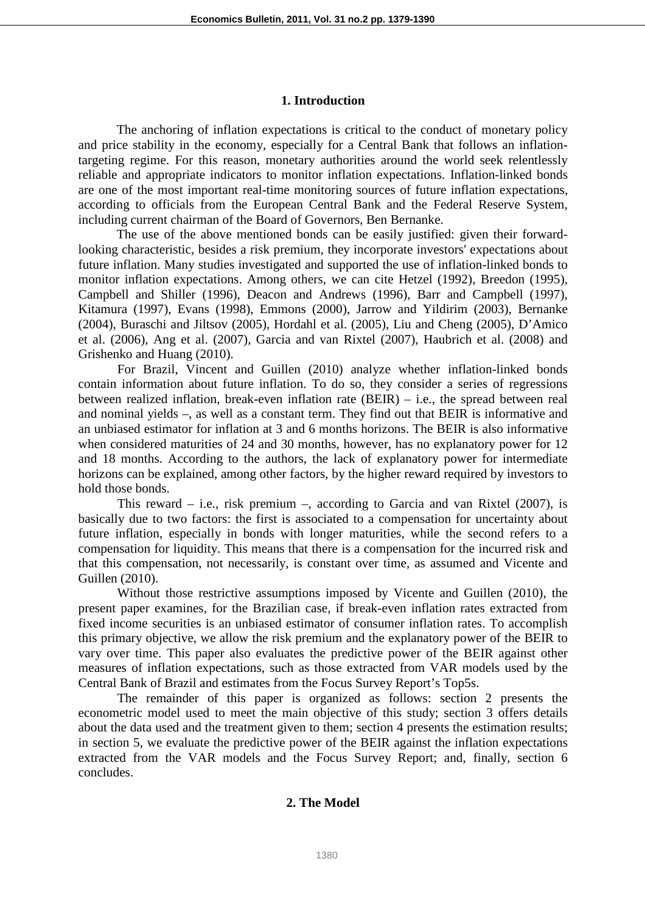## 1. Introduction

The anchoring of inflation expectations is critical to the conduct of monetary policy and price stability in the economy, especially for a Central Bank that follows an inflation-targeting regime. For this reason, monetary authorities around the world seek relentlessly reliable and appropriate indicators to monitor inflation expectations. Inflation-linked bonds are one of the most important real-time monitoring sources of future inflation expectations, according to officials from the European Central Bank and the Federal Reserve System, including current chairman of the Board of Governors, Ben Bernanke.

The use of the above mentioned bonds can be easily justified: given their forward-looking characteristic, besides a risk premium, they incorporate investors' expectations about future inflation. Many studies investigated and supported the use of inflation-linked bonds to monitor inflation expectations. Among others, we can cite Hetzel (1992), Breedon (1995), Campbell and Shiller (1996), Deacon and Andrews (1996), Barr and Campbell (1997), Kitamura (1997), Evans (1998), Emmons (2000), Jarrow and Yildirim (2003), Bernanke (2004), Buraschi and Jiltsov (2005), Hordahl et al. (2005), Liu and Cheng (2005), D'Amico et al. (2006), Ang et al. (2007), Garcia and van Rixtel (2007), Haubrich et al. (2008) and Grishenko and Huang (2010).

For Brazil, Vincent and Guillen (2010) analyze whether inflation-linked bonds contain information about future inflation. To do so, they consider a series of regressions between realized inflation, break-even inflation rate (BEIR) – i.e., the spread between real and nominal yields –, as well as a constant term. They find out that BEIR is informative and an unbiased estimator for inflation at 3 and 6 months horizons. The BEIR is also informative when considered maturities of 24 and 30 months, however, has no explanatory power for 12 and 18 months. According to the authors, the lack of explanatory power for intermediate horizons can be explained, among other factors, by the higher reward required by investors to hold those bonds.

This reward – i.e., risk premium –, according to Garcia and van Rixtel (2007), is basically due to two factors: the first is associated to a compensation for uncertainty about future inflation, especially in bonds with longer maturities, while the second refers to a compensation for liquidity. This means that there is a compensation for the incurred risk and that this compensation, not necessarily, is constant over time, as assumed and Vicente and Guillen (2010).

Without those restrictive assumptions imposed by Vicente and Guillen (2010), the present paper examines, for the Brazilian case, if break-even inflation rates extracted from fixed income securities is an unbiased estimator of consumer inflation rates. To accomplish this primary objective, we allow the risk premium and the explanatory power of the BEIR to vary over time. This paper also evaluates the predictive power of the BEIR against other measures of inflation expectations, such as those extracted from VAR models used by the Central Bank of Brazil and estimates from the Focus Survey Report's Top5s.

The remainder of this paper is organized as follows: section 2 presents the econometric model used to meet the main objective of this study; section 3 offers details about the data used and the treatment given to them; section 4 presents the estimation results; in section 5, we evaluate the predictive power of the BEIR against the inflation expectations extracted from the VAR models and the Focus Survey Report; and, finally, section 6 concludes.

## 2. The Model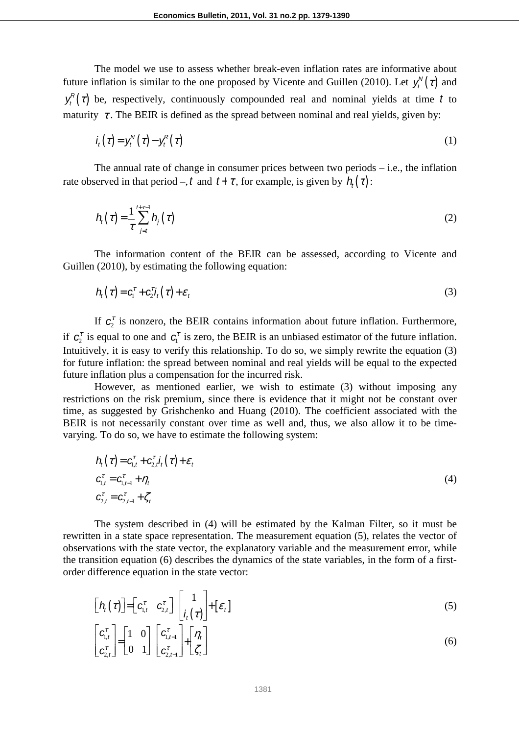The model we use to assess whether break-even inflation rates are informative about future inflation is similar to the one proposed by Vicente and Guillen (2010). Let $y_t^N(\tau)$ and $y_t^R(\tau)$ be, respectively, continuously compounded real and nominal yields at time $t$ to maturity $\tau$. The BEIR is defined as the spread between nominal and real yields, given by:

$$i_t(\tau) = y_t^N(\tau) - y_t^R(\tau) \tag{1}$$

The annual rate of change in consumer prices between two periods – i.e., the inflation rate observed in that period –, $t$ and $t+\tau$, for example, is given by $h_t(\tau)$:

$$h_t(\tau) = \frac{1}{\tau}\sum_{j=t}^{t+\tau-1} h_j(\tau) \tag{2}$$

The information content of the BEIR can be assessed, according to Vicente and Guillen (2010), by estimating the following equation:

$$h_t(\tau) = c_1^\tau + c_2^\tau i_t(\tau) + \varepsilon_t \tag{3}$$

If $c_2^\tau$ is nonzero, the BEIR contains information about future inflation. Furthermore, if $c_2^\tau$ is equal to one and $c_1^\tau$ is zero, the BEIR is an unbiased estimator of the future inflation. Intuitively, it is easy to verify this relationship. To do so, we simply rewrite the equation (3) for future inflation: the spread between nominal and real yields will be equal to the expected future inflation plus a compensation for the incurred risk.

However, as mentioned earlier, we wish to estimate (3) without imposing any restrictions on the risk premium, since there is evidence that it might not be constant over time, as suggested by Grishchenko and Huang (2010). The coefficient associated with the BEIR is not necessarily constant over time as well and, thus, we also allow it to be time-varying. To do so, we have to estimate the following system:

$$\begin{aligned} h_t(\tau) &= c_{1,t}^\tau + c_{2,t}^\tau i_t(\tau) + \varepsilon_t \\ c_{1,t}^\tau &= c_{1,t-1}^\tau + \eta_t \\ c_{2,t}^\tau &= c_{2,t-1}^\tau + \zeta_t \end{aligned} \tag{4}$$

The system described in (4) will be estimated by the Kalman Filter, so it must be rewritten in a state space representation. The measurement equation (5), relates the vector of observations with the state vector, the explanatory variable and the measurement error, while the transition equation (6) describes the dynamics of the state variables, in the form of a first-order difference equation in the state vector:

$$\left[h_t(\tau)\right] = \left[c_{1,t}^\tau \quad c_{2,t}^\tau\right] \begin{bmatrix} 1 \\ i_t(\tau) \end{bmatrix} + \left[\varepsilon_t\right] \tag{5}$$

$$\begin{bmatrix} c_{1,t}^\tau \\ c_{2,t}^\tau \end{bmatrix} = \begin{bmatrix} 1 & 0 \\ 0 & 1 \end{bmatrix} \begin{bmatrix} c_{1,t-1}^\tau \\ c_{2,t-1}^\tau \end{bmatrix} + \begin{bmatrix} \eta_t \\ \zeta_t \end{bmatrix} \tag{6}$$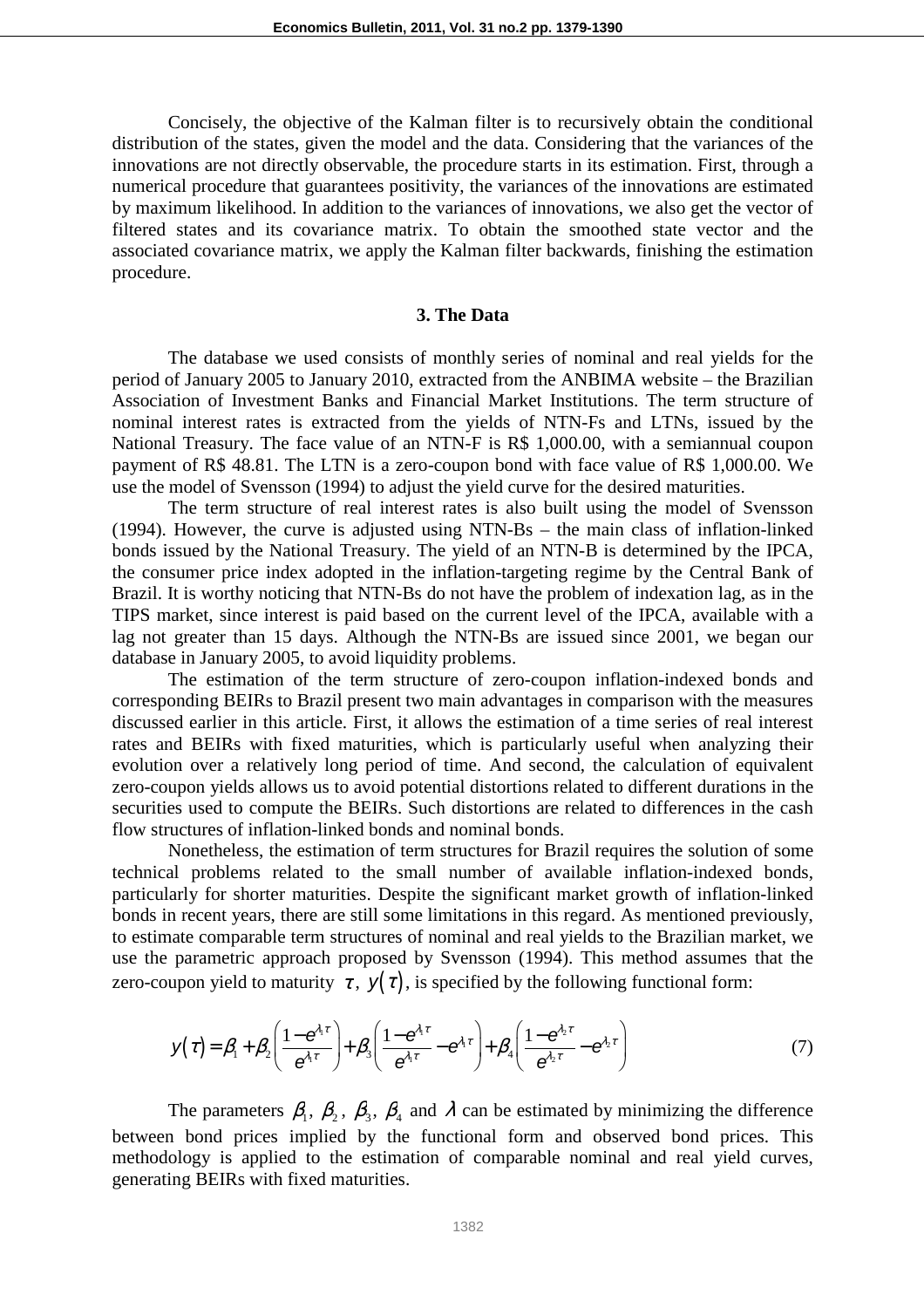Concisely, the objective of the Kalman filter is to recursively obtain the conditional distribution of the states, given the model and the data. Considering that the variances of the innovations are not directly observable, the procedure starts in its estimation. First, through a numerical procedure that guarantees positivity, the variances of the innovations are estimated by maximum likelihood. In addition to the variances of innovations, we also get the vector of filtered states and its covariance matrix. To obtain the smoothed state vector and the associated covariance matrix, we apply the Kalman filter backwards, finishing the estimation procedure.

### 3. The Data

The database we used consists of monthly series of nominal and real yields for the period of January 2005 to January 2010, extracted from the ANBIMA website – the Brazilian Association of Investment Banks and Financial Market Institutions. The term structure of nominal interest rates is extracted from the yields of NTN-Fs and LTNs, issued by the National Treasury. The face value of an NTN-F is R$ 1,000.00, with a semiannual coupon payment of R$ 48.81. The LTN is a zero-coupon bond with face value of R$ 1,000.00. We use the model of Svensson (1994) to adjust the yield curve for the desired maturities.

The term structure of real interest rates is also built using the model of Svensson (1994). However, the curve is adjusted using NTN-Bs – the main class of inflation-linked bonds issued by the National Treasury. The yield of an NTN-B is determined by the IPCA, the consumer price index adopted in the inflation-targeting regime by the Central Bank of Brazil. It is worthy noticing that NTN-Bs do not have the problem of indexation lag, as in the TIPS market, since interest is paid based on the current level of the IPCA, available with a lag not greater than 15 days. Although the NTN-Bs are issued since 2001, we began our database in January 2005, to avoid liquidity problems.

The estimation of the term structure of zero-coupon inflation-indexed bonds and corresponding BEIRs to Brazil present two main advantages in comparison with the measures discussed earlier in this article. First, it allows the estimation of a time series of real interest rates and BEIRs with fixed maturities, which is particularly useful when analyzing their evolution over a relatively long period of time. And second, the calculation of equivalent zero-coupon yields allows us to avoid potential distortions related to different durations in the securities used to compute the BEIRs. Such distortions are related to differences in the cash flow structures of inflation-linked bonds and nominal bonds.

Nonetheless, the estimation of term structures for Brazil requires the solution of some technical problems related to the small number of available inflation-indexed bonds, particularly for shorter maturities. Despite the significant market growth of inflation-linked bonds in recent years, there are still some limitations in this regard. As mentioned previously, to estimate comparable term structures of nominal and real yields to the Brazilian market, we use the parametric approach proposed by Svensson (1994). This method assumes that the zero-coupon yield to maturity $\tau$, $y(\tau)$, is specified by the following functional form:

$$y(\tau) = \beta_1 + \beta_2\left(\frac{1-e^{\lambda_1\tau}}{e^{\lambda_1\tau}}\right) + \beta_3\left(\frac{1-e^{\lambda_1\tau}}{e^{\lambda_1\tau}} - e^{\lambda_1\tau}\right) + \beta_4\left(\frac{1-e^{\lambda_2\tau}}{e^{\lambda_2\tau}} - e^{\lambda_2\tau}\right) \tag{7}$$

The parameters $\beta_1$, $\beta_2$, $\beta_3$, $\beta_4$ and $\lambda$ can be estimated by minimizing the difference between bond prices implied by the functional form and observed bond prices. This methodology is applied to the estimation of comparable nominal and real yield curves, generating BEIRs with fixed maturities.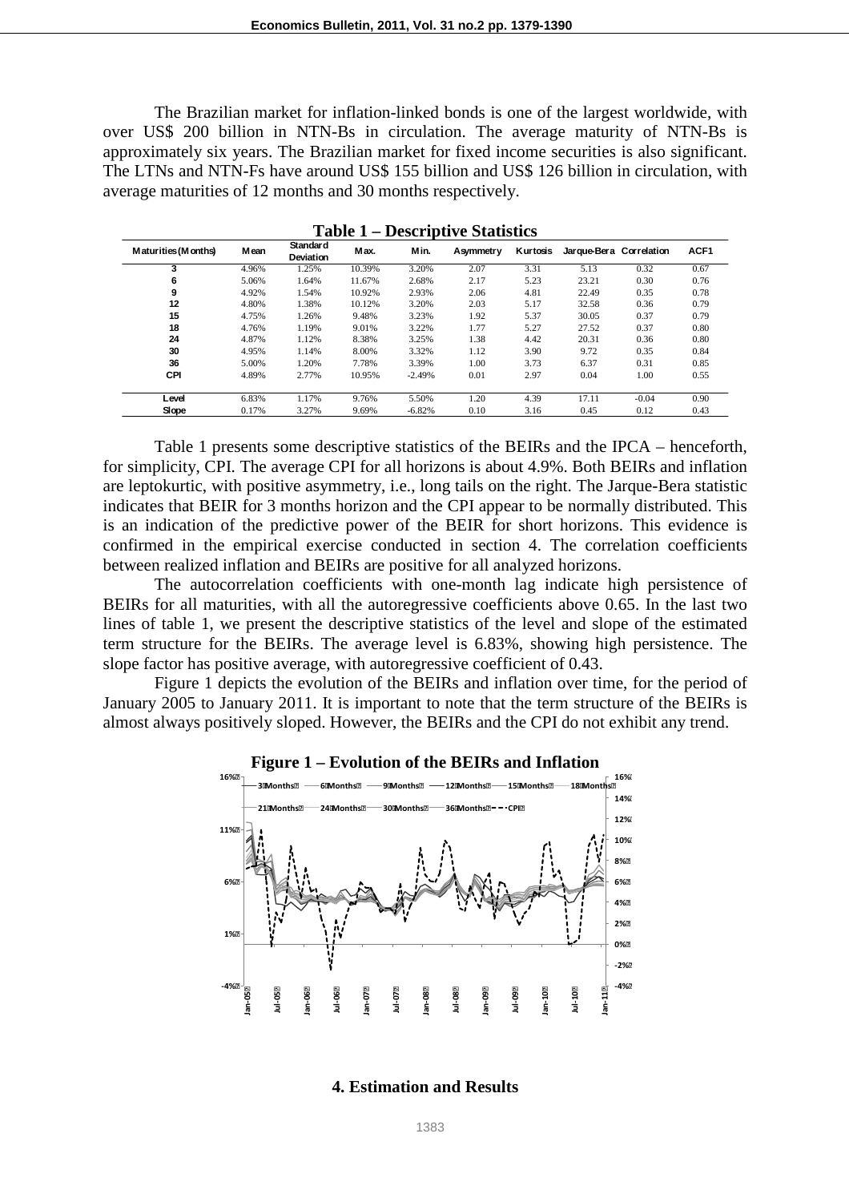The Brazilian market for inflation-linked bonds is one of the largest worldwide, with over US$ 200 billion in NTN-Bs in circulation. The average maturity of NTN-Bs is approximately six years. The Brazilian market for fixed income securities is also significant. The LTNs and NTN-Fs have around US$ 155 billion and US$ 126 billion in circulation, with average maturities of 12 months and 30 months respectively.

**Table 1 – Descriptive Statistics**

| Maturities (Months) | Mean | Standard Deviation | Max. | Min. | Asymmetry | Kurtosis | Jarque-Bera | Correlation | ACF1 |
|---|---|---|---|---|---|---|---|---|---|
| 3 | 4.96% | 1.25% | 10.39% | 3.20% | 2.07 | 3.31 | 5.13 | 0.32 | 0.67 |
| 6 | 5.06% | 1.64% | 11.67% | 2.68% | 2.17 | 5.23 | 23.21 | 0.30 | 0.76 |
| 9 | 4.92% | 1.54% | 10.92% | 2.93% | 2.06 | 4.81 | 22.49 | 0.35 | 0.78 |
| 12 | 4.80% | 1.38% | 10.12% | 3.20% | 2.03 | 5.17 | 32.58 | 0.36 | 0.79 |
| 15 | 4.75% | 1.26% | 9.48% | 3.23% | 1.92 | 5.37 | 30.05 | 0.37 | 0.79 |
| 18 | 4.76% | 1.19% | 9.01% | 3.22% | 1.77 | 5.27 | 27.52 | 0.37 | 0.80 |
| 24 | 4.87% | 1.12% | 8.38% | 3.25% | 1.38 | 4.42 | 20.31 | 0.36 | 0.80 |
| 30 | 4.95% | 1.14% | 8.00% | 3.32% | 1.12 | 3.90 | 9.72 | 0.35 | 0.84 |
| 36 | 5.00% | 1.20% | 7.78% | 3.39% | 1.00 | 3.73 | 6.37 | 0.31 | 0.85 |
| CPI | 4.89% | 2.77% | 10.95% | -2.49% | 0.01 | 2.97 | 0.04 | 1.00 | 0.55 |
| Level | 6.83% | 1.17% | 9.76% | 5.50% | 1.20 | 4.39 | 17.11 | -0.04 | 0.90 |
| Slope | 0.17% | 3.27% | 9.69% | -6.82% | 0.10 | 3.16 | 0.45 | 0.12 | 0.43 |

Table 1 presents some descriptive statistics of the BEIRs and the IPCA – henceforth, for simplicity, CPI. The average CPI for all horizons is about 4.9%. Both BEIRs and inflation are leptokurtic, with positive asymmetry, i.e., long tails on the right. The Jarque-Bera statistic indicates that BEIR for 3 months horizon and the CPI appear to be normally distributed. This is an indication of the predictive power of the BEIR for short horizons. This evidence is confirmed in the empirical exercise conducted in section 4. The correlation coefficients between realized inflation and BEIRs are positive for all analyzed horizons.

The autocorrelation coefficients with one-month lag indicate high persistence of BEIRs for all maturities, with all the autoregressive coefficients above 0.65. In the last two lines of table 1, we present the descriptive statistics of the level and slope of the estimated term structure for the BEIRs. The average level is 6.83%, showing high persistence. The slope factor has positive average, with autoregressive coefficient of 0.43.

Figure 1 depicts the evolution of the BEIRs and inflation over time, for the period of January 2005 to January 2011. It is important to note that the term structure of the BEIRs is almost always positively sloped. However, the BEIRs and the CPI do not exhibit any trend.

**Figure 1 – Evolution of the BEIRs and Inflation**

## 4. Estimation and Results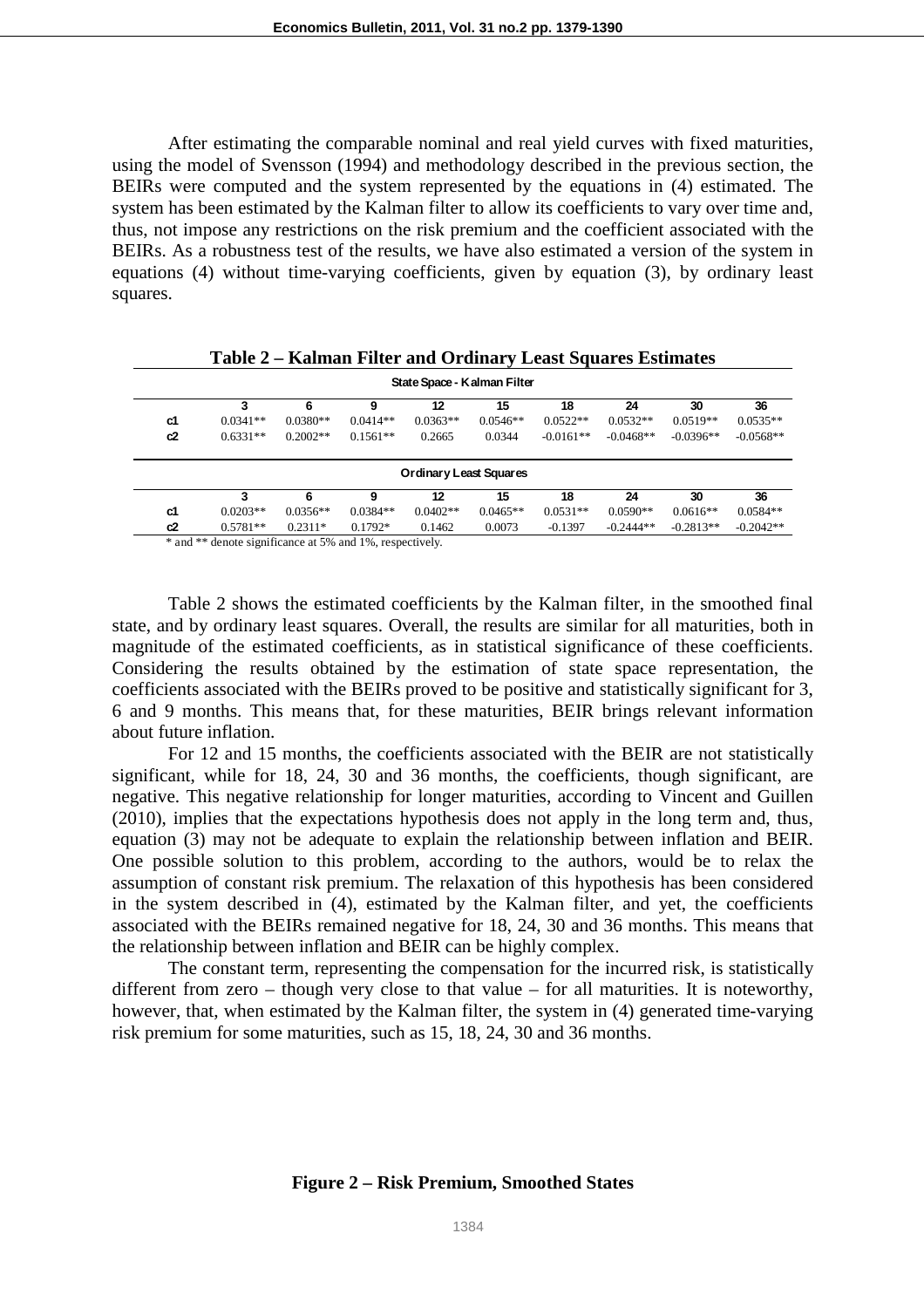After estimating the comparable nominal and real yield curves with fixed maturities, using the model of Svensson (1994) and methodology described in the previous section, the BEIRs were computed and the system represented by the equations in (4) estimated. The system has been estimated by the Kalman filter to allow its coefficients to vary over time and, thus, not impose any restrictions on the risk premium and the coefficient associated with the BEIRs. As a robustness test of the results, we have also estimated a version of the system in equations (4) without time-varying coefficients, given by equation (3), by ordinary least squares.

**Table 2 – Kalman Filter and Ordinary Least Squares Estimates**

| State Space - Kalman Filter | | | | | | | | | |
|---|---|---|---|---|---|---|---|---|---|
| | 3 | 6 | 9 | 12 | 15 | 18 | 24 | 30 | 36 |
| c1 | 0.0341** | 0.0380** | 0.0414** | 0.0363** | 0.0546** | 0.0522** | 0.0532** | 0.0519** | 0.0535** |
| c2 | 0.6331** | 0.2002** | 0.1561** | 0.2665 | 0.0344 | -0.0161** | -0.0468** | -0.0396** | -0.0568** |
| **Ordinary Least Squares** | | | | | | | | | |
| | 3 | 6 | 9 | 12 | 15 | 18 | 24 | 30 | 36 |
| c1 | 0.0203** | 0.0356** | 0.0384** | 0.0402** | 0.0465** | 0.0531** | 0.0590** | 0.0616** | 0.0584** |
| c2 | 0.5781** | 0.2311* | 0.1792* | 0.1462 | 0.0073 | -0.1397 | -0.2444** | -0.2813** | -0.2042** |

\* and ** denote significance at 5% and 1%, respectively.

Table 2 shows the estimated coefficients by the Kalman filter, in the smoothed final state, and by ordinary least squares. Overall, the results are similar for all maturities, both in magnitude of the estimated coefficients, as in statistical significance of these coefficients. Considering the results obtained by the estimation of state space representation, the coefficients associated with the BEIRs proved to be positive and statistically significant for 3, 6 and 9 months. This means that, for these maturities, BEIR brings relevant information about future inflation.

For 12 and 15 months, the coefficients associated with the BEIR are not statistically significant, while for 18, 24, 30 and 36 months, the coefficients, though significant, are negative. This negative relationship for longer maturities, according to Vincent and Guillen (2010), implies that the expectations hypothesis does not apply in the long term and, thus, equation (3) may not be adequate to explain the relationship between inflation and BEIR. One possible solution to this problem, according to the authors, would be to relax the assumption of constant risk premium. The relaxation of this hypothesis has been considered in the system described in (4), estimated by the Kalman filter, and yet, the coefficients associated with the BEIRs remained negative for 18, 24, 30 and 36 months. This means that the relationship between inflation and BEIR can be highly complex.

The constant term, representing the compensation for the incurred risk, is statistically different from zero – though very close to that value – for all maturities. It is noteworthy, however, that, when estimated by the Kalman filter, the system in (4) generated time-varying risk premium for some maturities, such as 15, 18, 24, 30 and 36 months.

**Figure 2 – Risk Premium, Smoothed States**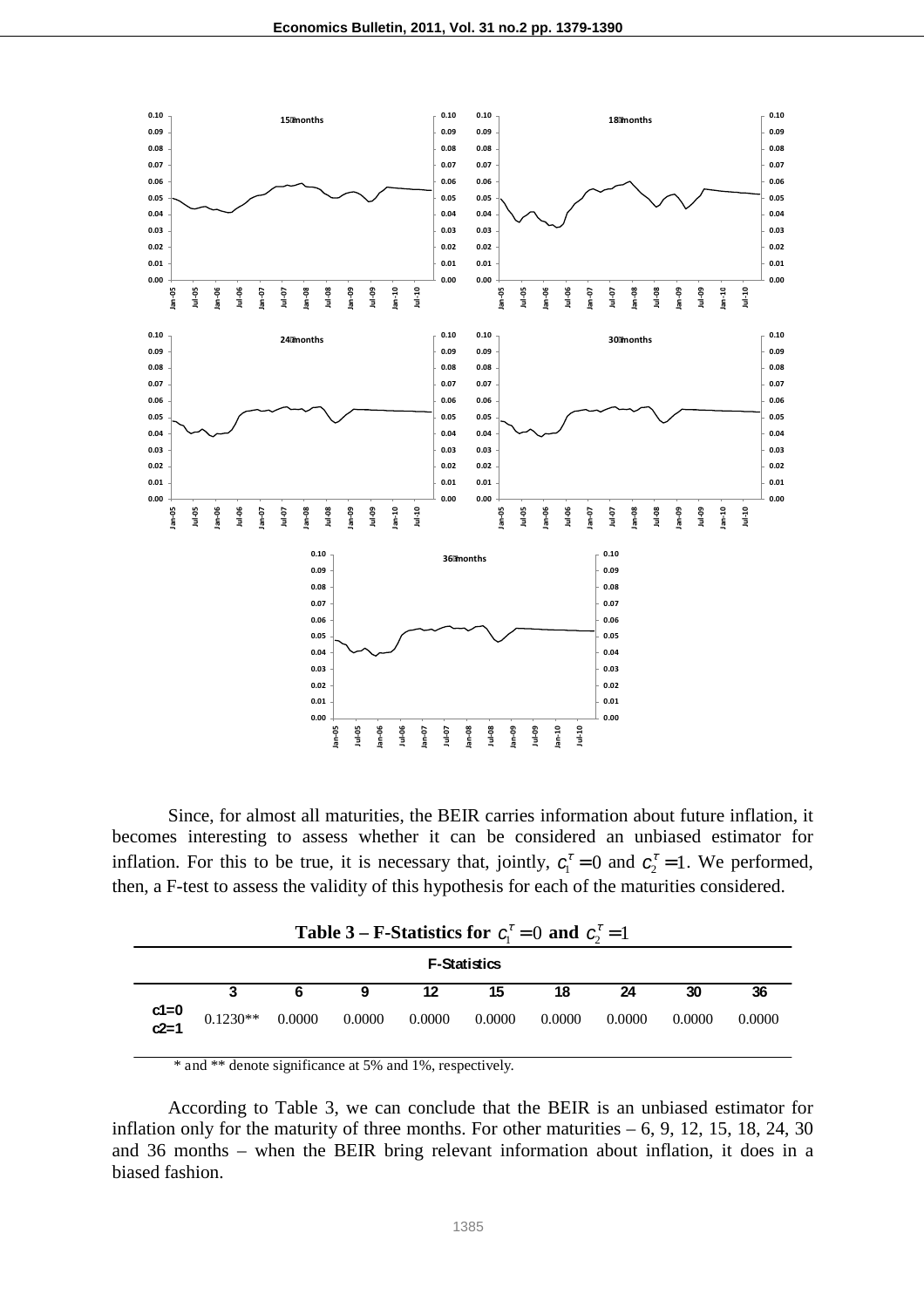Since, for almost all maturities, the BEIR carries information about future inflation, it becomes interesting to assess whether it can be considered an unbiased estimator for inflation. For this to be true, it is necessary that, jointly, $c_1^{\tau} = 0$ and $c_2^{\tau} = 1$. We performed, then, a F-test to assess the validity of this hypothesis for each of the maturities considered.

**Table 3 – F-Statistics for $c_1^{\tau} = 0$ and $c_2^{\tau} = 1$**

| | F-Statistics | | | | | | | | |
|---|---|---|---|---|---|---|---|---|---|
| | 3 | 6 | 9 | 12 | 15 | 18 | 24 | 30 | 36 |
| c1=0 c2=1 | 0.1230** | 0.0000 | 0.0000 | 0.0000 | 0.0000 | 0.0000 | 0.0000 | 0.0000 | 0.0000 |

\* and ** denote significance at 5% and 1%, respectively.

According to Table 3, we can conclude that the BEIR is an unbiased estimator for inflation only for the maturity of three months. For other maturities – 6, 9, 12, 15, 18, 24, 30 and 36 months – when the BEIR bring relevant information about inflation, it does in a biased fashion.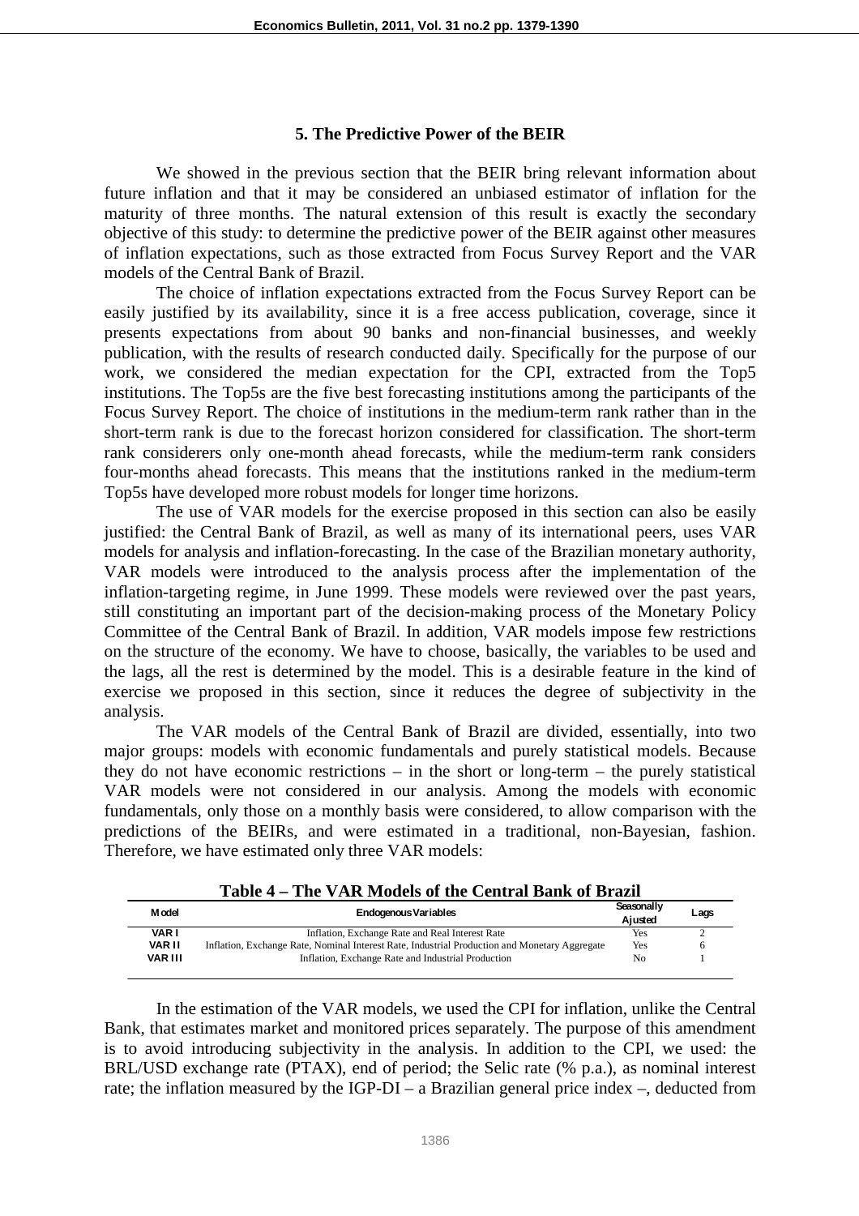## 5. The Predictive Power of the BEIR

We showed in the previous section that the BEIR bring relevant information about future inflation and that it may be considered an unbiased estimator of inflation for the maturity of three months. The natural extension of this result is exactly the secondary objective of this study: to determine the predictive power of the BEIR against other measures of inflation expectations, such as those extracted from Focus Survey Report and the VAR models of the Central Bank of Brazil.

The choice of inflation expectations extracted from the Focus Survey Report can be easily justified by its availability, since it is a free access publication, coverage, since it presents expectations from about 90 banks and non-financial businesses, and weekly publication, with the results of research conducted daily. Specifically for the purpose of our work, we considered the median expectation for the CPI, extracted from the Top5 institutions. The Top5s are the five best forecasting institutions among the participants of the Focus Survey Report. The choice of institutions in the medium-term rank rather than in the short-term rank is due to the forecast horizon considered for classification. The short-term rank considerers only one-month ahead forecasts, while the medium-term rank considers four-months ahead forecasts. This means that the institutions ranked in the medium-term Top5s have developed more robust models for longer time horizons.

The use of VAR models for the exercise proposed in this section can also be easily justified: the Central Bank of Brazil, as well as many of its international peers, uses VAR models for analysis and inflation-forecasting. In the case of the Brazilian monetary authority, VAR models were introduced to the analysis process after the implementation of the inflation-targeting regime, in June 1999. These models were reviewed over the past years, still constituting an important part of the decision-making process of the Monetary Policy Committee of the Central Bank of Brazil. In addition, VAR models impose few restrictions on the structure of the economy. We have to choose, basically, the variables to be used and the lags, all the rest is determined by the model. This is a desirable feature in the kind of exercise we proposed in this section, since it reduces the degree of subjectivity in the analysis.

The VAR models of the Central Bank of Brazil are divided, essentially, into two major groups: models with economic fundamentals and purely statistical models. Because they do not have economic restrictions – in the short or long-term – the purely statistical VAR models were not considered in our analysis. Among the models with economic fundamentals, only those on a monthly basis were considered, to allow comparison with the predictions of the BEIRs, and were estimated in a traditional, non-Bayesian, fashion. Therefore, we have estimated only three VAR models:

**Table 4 – The VAR Models of the Central Bank of Brazil**

| Model | Endogenous Variables | Seasonally Ajusted | Lags |
|---|---|---|---|
| VAR I | Inflation, Exchange Rate and Real Interest Rate | Yes | 2 |
| VAR II | Inflation, Exchange Rate, Nominal Interest Rate, Industrial Production and Monetary Aggregate | Yes | 6 |
| VAR III | Inflation, Exchange Rate and Industrial Production | No | 1 |

In the estimation of the VAR models, we used the CPI for inflation, unlike the Central Bank, that estimates market and monitored prices separately. The purpose of this amendment is to avoid introducing subjectivity in the analysis. In addition to the CPI, we used: the BRL/USD exchange rate (PTAX), end of period; the Selic rate (% p.a.), as nominal interest rate; the inflation measured by the IGP-DI – a Brazilian general price index –, deducted from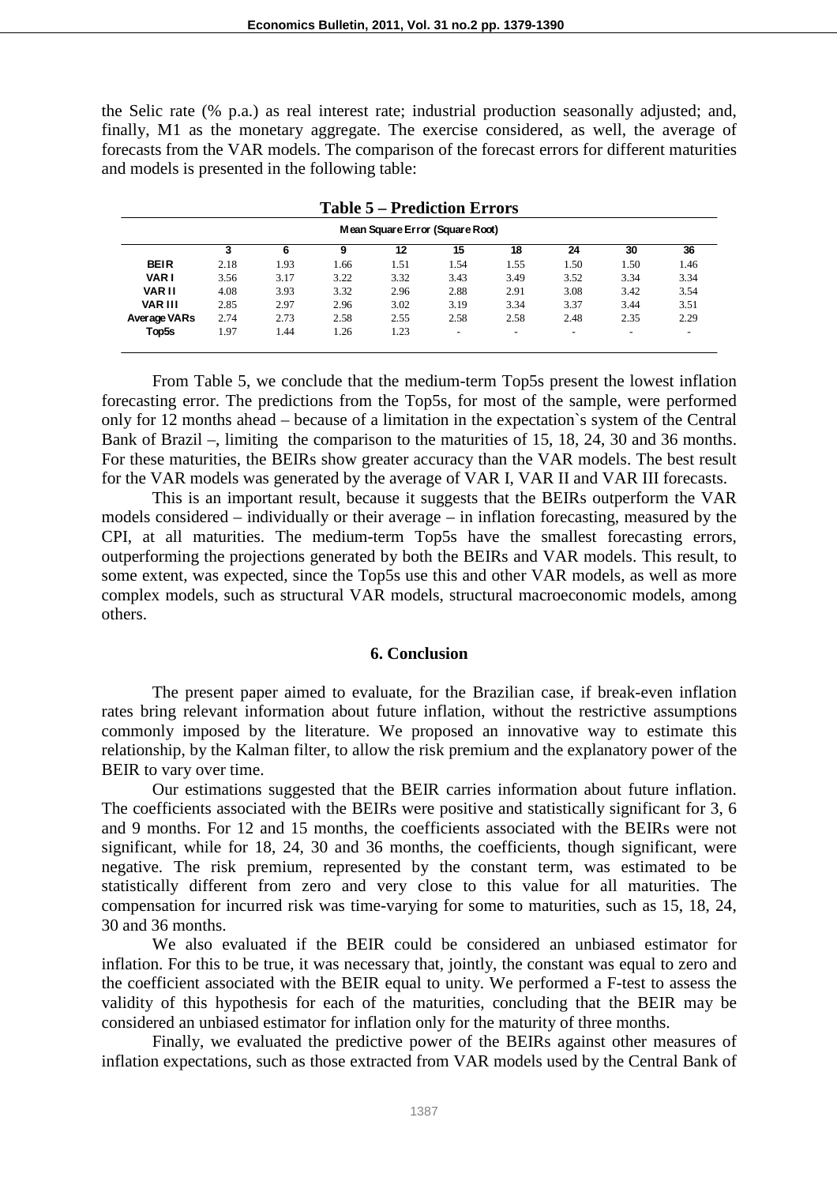the Selic rate (% p.a.) as real interest rate; industrial production seasonally adjusted; and, finally, M1 as the monetary aggregate. The exercise considered, as well, the average of forecasts from the VAR models. The comparison of the forecast errors for different maturities and models is presented in the following table:

**Table 5 – Prediction Errors**

| Mean Square Error (Square Root) | | | | | | | | | |
|---|---|---|---|---|---|---|---|---|---|
| | **3** | **6** | **9** | **12** | **15** | **18** | **24** | **30** | **36** |
| **BEIR** | 2.18 | 1.93 | 1.66 | 1.51 | 1.54 | 1.55 | 1.50 | 1.50 | 1.46 |
| **VAR I** | 3.56 | 3.17 | 3.22 | 3.32 | 3.43 | 3.49 | 3.52 | 3.34 | 3.34 |
| **VAR II** | 4.08 | 3.93 | 3.32 | 2.96 | 2.88 | 2.91 | 3.08 | 3.42 | 3.54 |
| **VAR III** | 2.85 | 2.97 | 2.96 | 3.02 | 3.19 | 3.34 | 3.37 | 3.44 | 3.51 |
| **Average VARs** | 2.74 | 2.73 | 2.58 | 2.55 | 2.58 | 2.58 | 2.48 | 2.35 | 2.29 |
| **Top5s** | 1.97 | 1.44 | 1.26 | 1.23 | - | - | - | - | - |

From Table 5, we conclude that the medium-term Top5s present the lowest inflation forecasting error. The predictions from the Top5s, for most of the sample, were performed only for 12 months ahead – because of a limitation in the expectation`s system of the Central Bank of Brazil –, limiting the comparison to the maturities of 15, 18, 24, 30 and 36 months. For these maturities, the BEIRs show greater accuracy than the VAR models. The best result for the VAR models was generated by the average of VAR I, VAR II and VAR III forecasts.

This is an important result, because it suggests that the BEIRs outperform the VAR models considered – individually or their average – in inflation forecasting, measured by the CPI, at all maturities. The medium-term Top5s have the smallest forecasting errors, outperforming the projections generated by both the BEIRs and VAR models. This result, to some extent, was expected, since the Top5s use this and other VAR models, as well as more complex models, such as structural VAR models, structural macroeconomic models, among others.

## 6. Conclusion

The present paper aimed to evaluate, for the Brazilian case, if break-even inflation rates bring relevant information about future inflation, without the restrictive assumptions commonly imposed by the literature. We proposed an innovative way to estimate this relationship, by the Kalman filter, to allow the risk premium and the explanatory power of the BEIR to vary over time.

Our estimations suggested that the BEIR carries information about future inflation. The coefficients associated with the BEIRs were positive and statistically significant for 3, 6 and 9 months. For 12 and 15 months, the coefficients associated with the BEIRs were not significant, while for 18, 24, 30 and 36 months, the coefficients, though significant, were negative. The risk premium, represented by the constant term, was estimated to be statistically different from zero and very close to this value for all maturities. The compensation for incurred risk was time-varying for some to maturities, such as 15, 18, 24, 30 and 36 months.

We also evaluated if the BEIR could be considered an unbiased estimator for inflation. For this to be true, it was necessary that, jointly, the constant was equal to zero and the coefficient associated with the BEIR equal to unity. We performed a F-test to assess the validity of this hypothesis for each of the maturities, concluding that the BEIR may be considered an unbiased estimator for inflation only for the maturity of three months.

Finally, we evaluated the predictive power of the BEIRs against other measures of inflation expectations, such as those extracted from VAR models used by the Central Bank of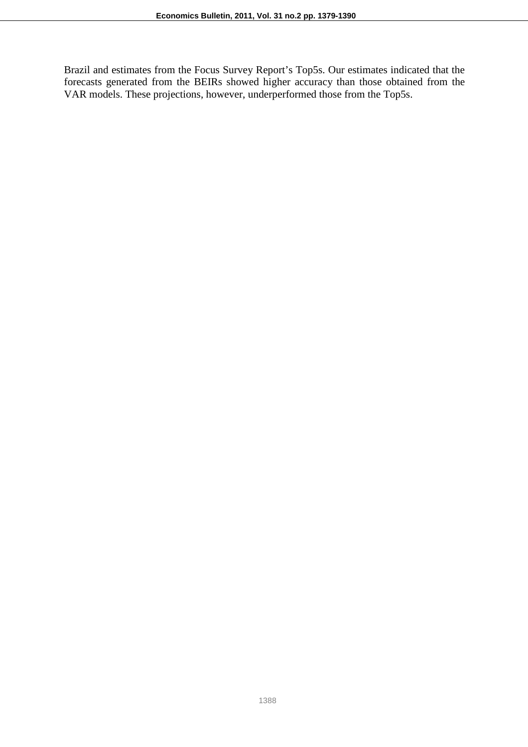Brazil and estimates from the Focus Survey Report's Top5s. Our estimates indicated that the forecasts generated from the BEIRs showed higher accuracy than those obtained from the VAR models. These projections, however, underperformed those from the Top5s.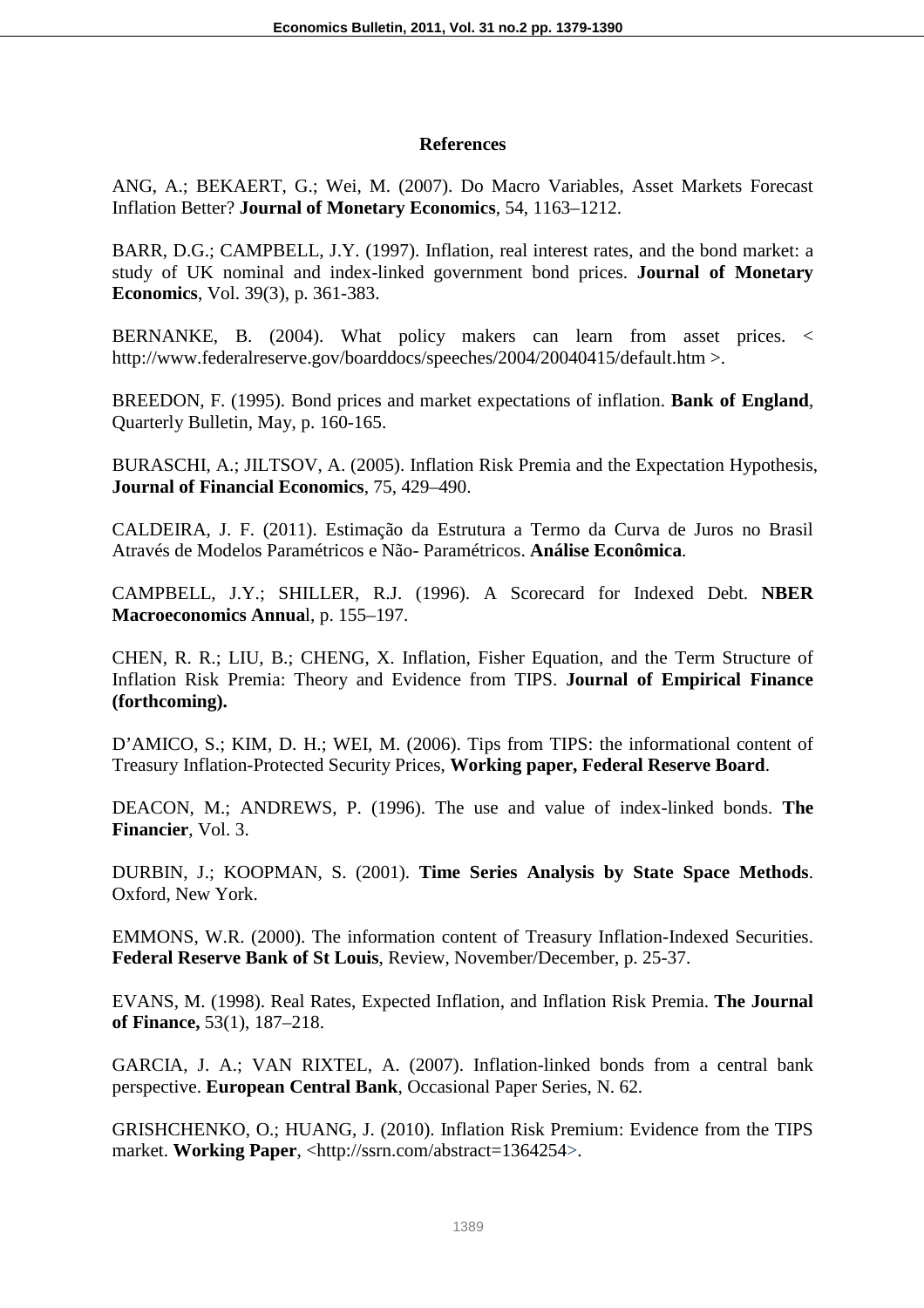## References

ANG, A.; BEKAERT, G.; Wei, M. (2007). Do Macro Variables, Asset Markets Forecast Inflation Better? **Journal of Monetary Economics**, 54, 1163–1212.

BARR, D.G.; CAMPBELL, J.Y. (1997). Inflation, real interest rates, and the bond market: a study of UK nominal and index-linked government bond prices. **Journal of Monetary Economics**, Vol. 39(3), p. 361-383.

BERNANKE, B. (2004). What policy makers can learn from asset prices. < http://www.federalreserve.gov/boarddocs/speeches/2004/20040415/default.htm >.

BREEDON, F. (1995). Bond prices and market expectations of inflation. **Bank of England**, Quarterly Bulletin, May, p. 160-165.

BURASCHI, A.; JILTSOV, A. (2005). Inflation Risk Premia and the Expectation Hypothesis, **Journal of Financial Economics**, 75, 429–490.

CALDEIRA, J. F. (2011). Estimação da Estrutura a Termo da Curva de Juros no Brasil Através de Modelos Paramétricos e Não- Paramétricos. **Análise Econômica**.

CAMPBELL, J.Y.; SHILLER, R.J. (1996). A Scorecard for Indexed Debt. **NBER Macroeconomics Annual**, p. 155–197.

CHEN, R. R.; LIU, B.; CHENG, X. Inflation, Fisher Equation, and the Term Structure of Inflation Risk Premia: Theory and Evidence from TIPS. **Journal of Empirical Finance (forthcoming).**

D'AMICO, S.; KIM, D. H.; WEI, M. (2006). Tips from TIPS: the informational content of Treasury Inflation-Protected Security Prices, **Working paper, Federal Reserve Board**.

DEACON, M.; ANDREWS, P. (1996). The use and value of index-linked bonds. **The Financier**, Vol. 3.

DURBIN, J.; KOOPMAN, S. (2001). **Time Series Analysis by State Space Methods**. Oxford, New York.

EMMONS, W.R. (2000). The information content of Treasury Inflation-Indexed Securities. **Federal Reserve Bank of St Louis**, Review, November/December, p. 25-37.

EVANS, M. (1998). Real Rates, Expected Inflation, and Inflation Risk Premia. **The Journal of Finance,** 53(1), 187–218.

GARCIA, J. A.; VAN RIXTEL, A. (2007). Inflation-linked bonds from a central bank perspective. **European Central Bank**, Occasional Paper Series, N. 62.

GRISHCHENKO, O.; HUANG, J. (2010). Inflation Risk Premium: Evidence from the TIPS market. **Working Paper**, <http://ssrn.com/abstract=1364254>.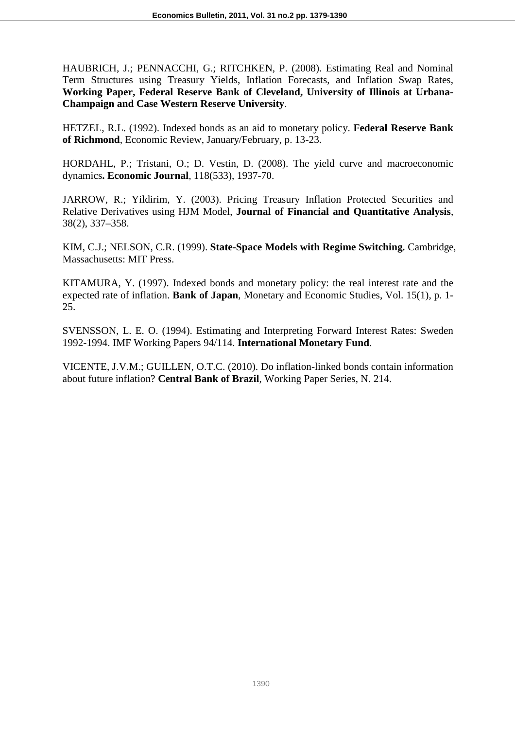HAUBRICH, J.; PENNACCHI, G.; RITCHKEN, P. (2008). Estimating Real and Nominal Term Structures using Treasury Yields, Inflation Forecasts, and Inflation Swap Rates, **Working Paper, Federal Reserve Bank of Cleveland, University of Illinois at Urbana-Champaign and Case Western Reserve University**.

HETZEL, R.L. (1992). Indexed bonds as an aid to monetary policy. **Federal Reserve Bank of Richmond**, Economic Review, January/February, p. 13-23.

HORDAHL, P.; Tristani, O.; D. Vestin, D. (2008). The yield curve and macroeconomic dynamics**. Economic Journal**, 118(533), 1937-70.

JARROW, R.; Yildirim, Y. (2003). Pricing Treasury Inflation Protected Securities and Relative Derivatives using HJM Model, **Journal of Financial and Quantitative Analysis**, 38(2), 337–358.

KIM, C.J.; NELSON, C.R. (1999). **State-Space Models with Regime Switching.** Cambridge, Massachusetts: MIT Press.

KITAMURA, Y. (1997). Indexed bonds and monetary policy: the real interest rate and the expected rate of inflation. **Bank of Japan**, Monetary and Economic Studies, Vol. 15(1), p. 1-25.

SVENSSON, L. E. O. (1994). Estimating and Interpreting Forward Interest Rates: Sweden 1992-1994. IMF Working Papers 94/114. **International Monetary Fund**.

VICENTE, J.V.M.; GUILLEN, O.T.C. (2010). Do inflation-linked bonds contain information about future inflation? **Central Bank of Brazil**, Working Paper Series, N. 214.